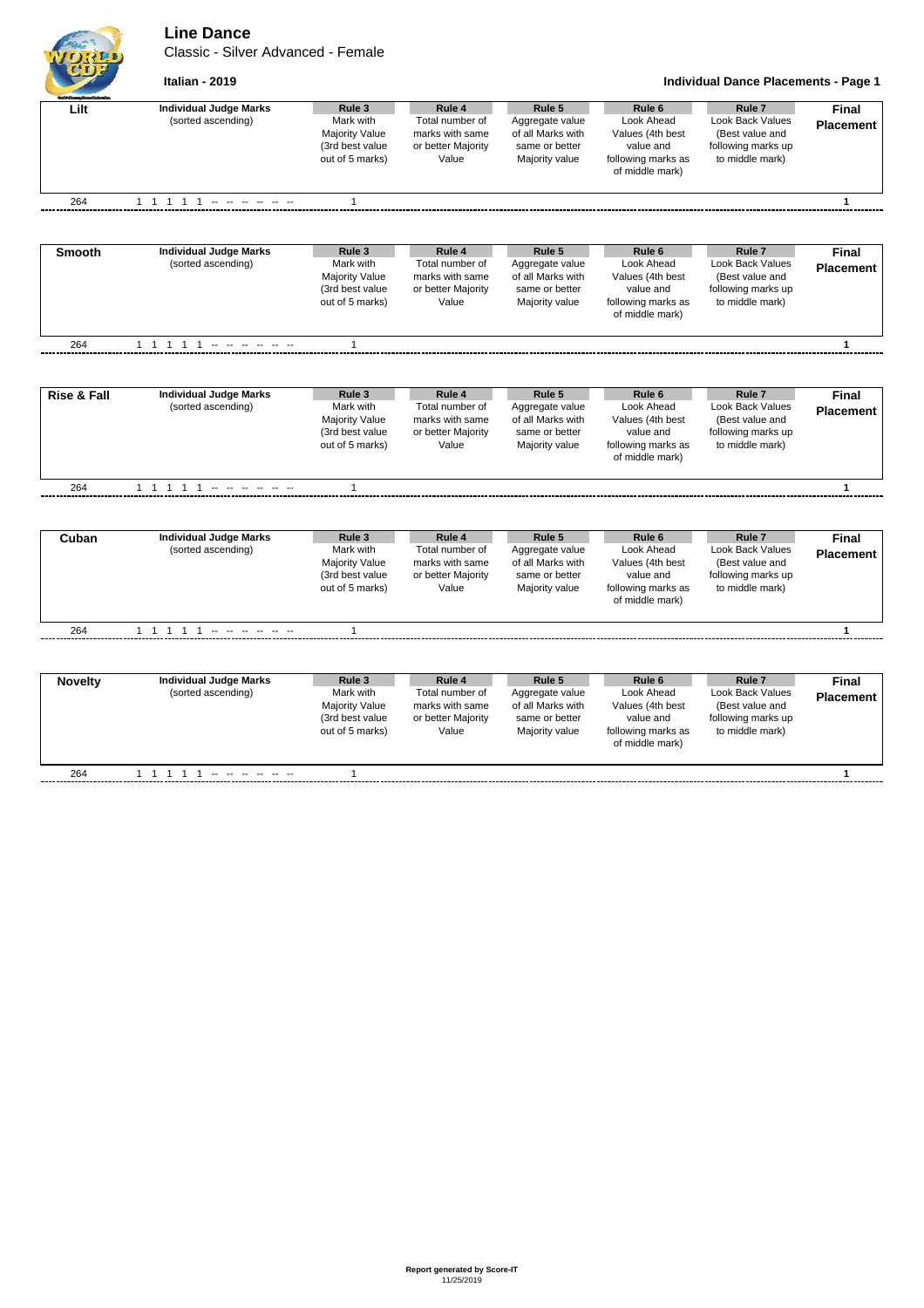# Line Dance

Classic - Silver Advanced - Female

**Italian - 2019**

**Individual Dance Placements - Page 1**

| **Lilt** | **Individual Judge Marks** (sorted ascending) | **Rule 3** Mark with Majority Value (3rd best value out of 5 marks) | **Rule 4** Total number of marks with same or better Majority Value | **Rule 5** Aggregate value of all Marks with same or better Majority value | **Rule 6** Look Ahead Values (4th best value and following marks as of middle mark) | **Rule 7** Look Back Values (Best value and following marks up to middle mark) | **Final Placement** |
|---|---|---|---|---|---|---|---|
| 264 | 1 1 1 1 1 -- -- -- -- -- -- | 1 | | | | | **1** |

| **Smooth** | **Individual Judge Marks** (sorted ascending) | **Rule 3** Mark with Majority Value (3rd best value out of 5 marks) | **Rule 4** Total number of marks with same or better Majority Value | **Rule 5** Aggregate value of all Marks with same or better Majority value | **Rule 6** Look Ahead Values (4th best value and following marks as of middle mark) | **Rule 7** Look Back Values (Best value and following marks up to middle mark) | **Final Placement** |
|---|---|---|---|---|---|---|---|
| 264 | 1 1 1 1 1 -- -- -- -- -- -- | 1 | | | | | **1** |

| **Rise & Fall** | **Individual Judge Marks** (sorted ascending) | **Rule 3** Mark with Majority Value (3rd best value out of 5 marks) | **Rule 4** Total number of marks with same or better Majority Value | **Rule 5** Aggregate value of all Marks with same or better Majority value | **Rule 6** Look Ahead Values (4th best value and following marks as of middle mark) | **Rule 7** Look Back Values (Best value and following marks up to middle mark) | **Final Placement** |
|---|---|---|---|---|---|---|---|
| 264 | 1 1 1 1 1 -- -- -- -- -- -- | 1 | | | | | **1** |

| **Cuban** | **Individual Judge Marks** (sorted ascending) | **Rule 3** Mark with Majority Value (3rd best value out of 5 marks) | **Rule 4** Total number of marks with same or better Majority Value | **Rule 5** Aggregate value of all Marks with same or better Majority value | **Rule 6** Look Ahead Values (4th best value and following marks as of middle mark) | **Rule 7** Look Back Values (Best value and following marks up to middle mark) | **Final Placement** |
|---|---|---|---|---|---|---|---|
| 264 | 1 1 1 1 1 -- -- -- -- -- -- | 1 | | | | | **1** |

| **Novelty** | **Individual Judge Marks** (sorted ascending) | **Rule 3** Mark with Majority Value (3rd best value out of 5 marks) | **Rule 4** Total number of marks with same or better Majority Value | **Rule 5** Aggregate value of all Marks with same or better Majority value | **Rule 6** Look Ahead Values (4th best value and following marks as of middle mark) | **Rule 7** Look Back Values (Best value and following marks up to middle mark) | **Final Placement** |
|---|---|---|---|---|---|---|---|
| 264 | 1 1 1 1 1 -- -- -- -- -- -- | 1 | | | | | **1** |

**Report generated by Score-IT**
11/25/2019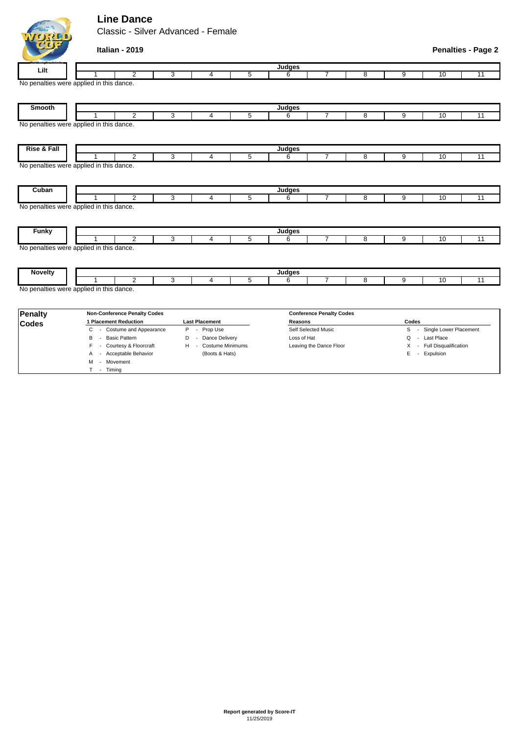# Line Dance

## Classic - Silver Advanced - Female

**Italian - 2019**

**Penalties - Page 2**

| Lilt | Judges | | | | | | | | | | |
|---|---|---|---|---|---|---|---|---|---|---|---|
| | 1 | 2 | 3 | 4 | 5 | 6 | 7 | 8 | 9 | 10 | 11 |

No penalties were applied in this dance.

| Smooth | Judges | | | | | | | | | | |
|---|---|---|---|---|---|---|---|---|---|---|---|
| | 1 | 2 | 3 | 4 | 5 | 6 | 7 | 8 | 9 | 10 | 11 |

No penalties were applied in this dance.

| Rise & Fall | Judges | | | | | | | | | | |
|---|---|---|---|---|---|---|---|---|---|---|---|
| | 1 | 2 | 3 | 4 | 5 | 6 | 7 | 8 | 9 | 10 | 11 |

No penalties were applied in this dance.

| Cuban | Judges | | | | | | | | | | |
|---|---|---|---|---|---|---|---|---|---|---|---|
| | 1 | 2 | 3 | 4 | 5 | 6 | 7 | 8 | 9 | 10 | 11 |

No penalties were applied in this dance.

| Funky | Judges | | | | | | | | | | |
|---|---|---|---|---|---|---|---|---|---|---|---|
| | 1 | 2 | 3 | 4 | 5 | 6 | 7 | 8 | 9 | 10 | 11 |

No penalties were applied in this dance.

| Novelty | Judges | | | | | | | | | | |
|---|---|---|---|---|---|---|---|---|---|---|---|
| | 1 | 2 | 3 | 4 | 5 | 6 | 7 | 8 | 9 | 10 | 11 |

No penalties were applied in this dance.

**Penalty Codes**

**Non-Conference Penalty Codes**

| 1 Placement Reduction | Last Placement |
|---|---|
| C - Costume and Appearance | P - Prop Use |
| B - Basic Pattern | D - Dance Delivery |
| F - Courtesy & Floorcraft | H - Costume Minimums (Boots & Hats) |
| A - Acceptable Behavior | |
| M - Movement | |
| T - Timing | |

**Conference Penalty Codes**

| Reasons | Codes |
|---|---|
| Self Selected Music | S - Single Lower Placement |
| Loss of Hat | Q - Last Place |
| Leaving the Dance Floor | X - Full Disqualification |
| | E - Expulsion |

**Report generated by Score-IT**
11/25/2019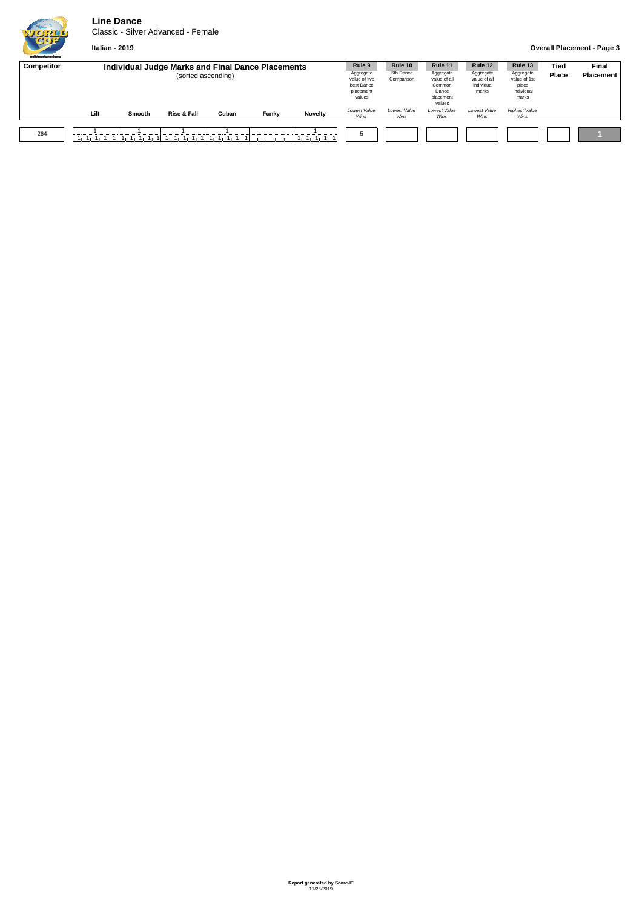# Line Dance

Classic - Silver Advanced - Female

**Italian - 2019**

**Overall Placement - Page 3**

| Competitor | Individual Judge Marks and Final Dance Placements (sorted ascending) | | | | | | Rule 9 Aggregate value of five best Dance placement values | Rule 10 6th Dance Comparison | Rule 11 Aggregate value of all Common Dance placement values | Rule 12 Aggregate value of all individual marks | Rule 13 Aggregate value of 1st place individual marks | Tied Place | Final Placement |
|---|---|---|---|---|---|---|---|---|---|---|---|---|---|
| | Lilt | Smooth | Rise & Fall | Cuban | Funky | Novelty | *Lowest Value Wins* | *Lowest Value Wins* | *Lowest Value Wins* | *Lowest Value Wins* | *Highest Value Wins* | | |
| 264 | 1<br>1 1 1 1 1 | 1<br>1 1 1 1 1 | 1<br>1 1 1 1 1 | 1<br>1 1 1 1 1 | -- | 1<br>1 1 1 1 1 | 5 | | | | | | 1 |

**Report generated by Score-IT**
11/25/2019